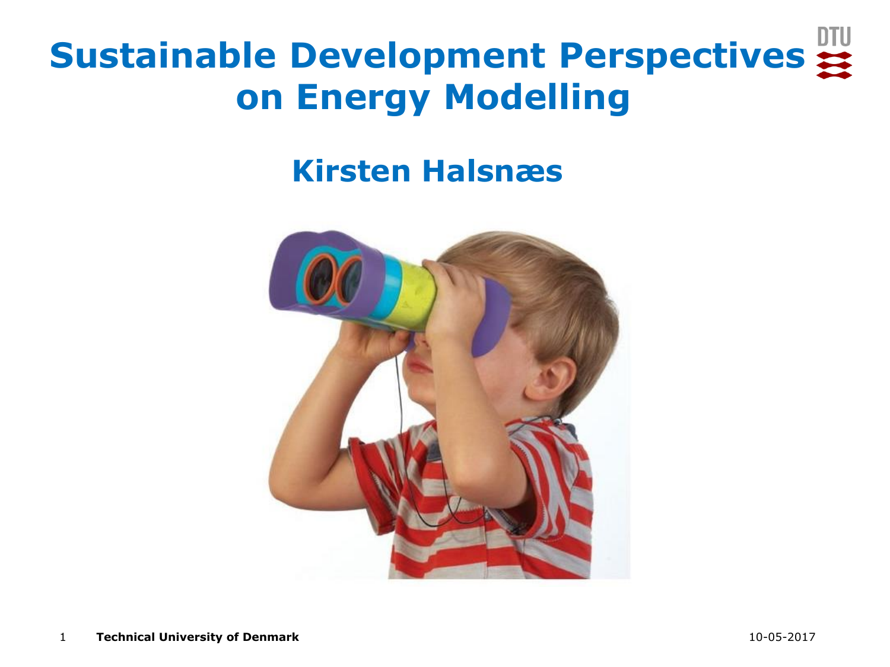# Sustainable Development Perspectives on Energy Modelling

## Kirsten Halsnæs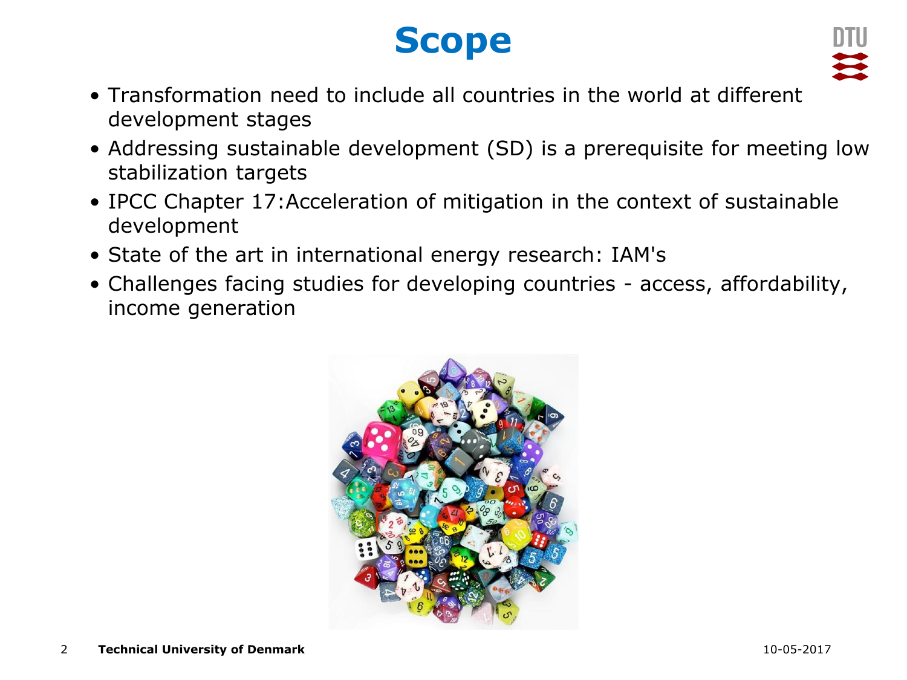# Scope

- Transformation need to include all countries in the world at different development stages
- Addressing sustainable development (SD) is a prerequisite for meeting low stabilization targets
- IPCC Chapter 17:Acceleration of mitigation in the context of sustainable development
- State of the art in international energy research: IAM's
- Challenges facing studies for developing countries - access, affordability, income generation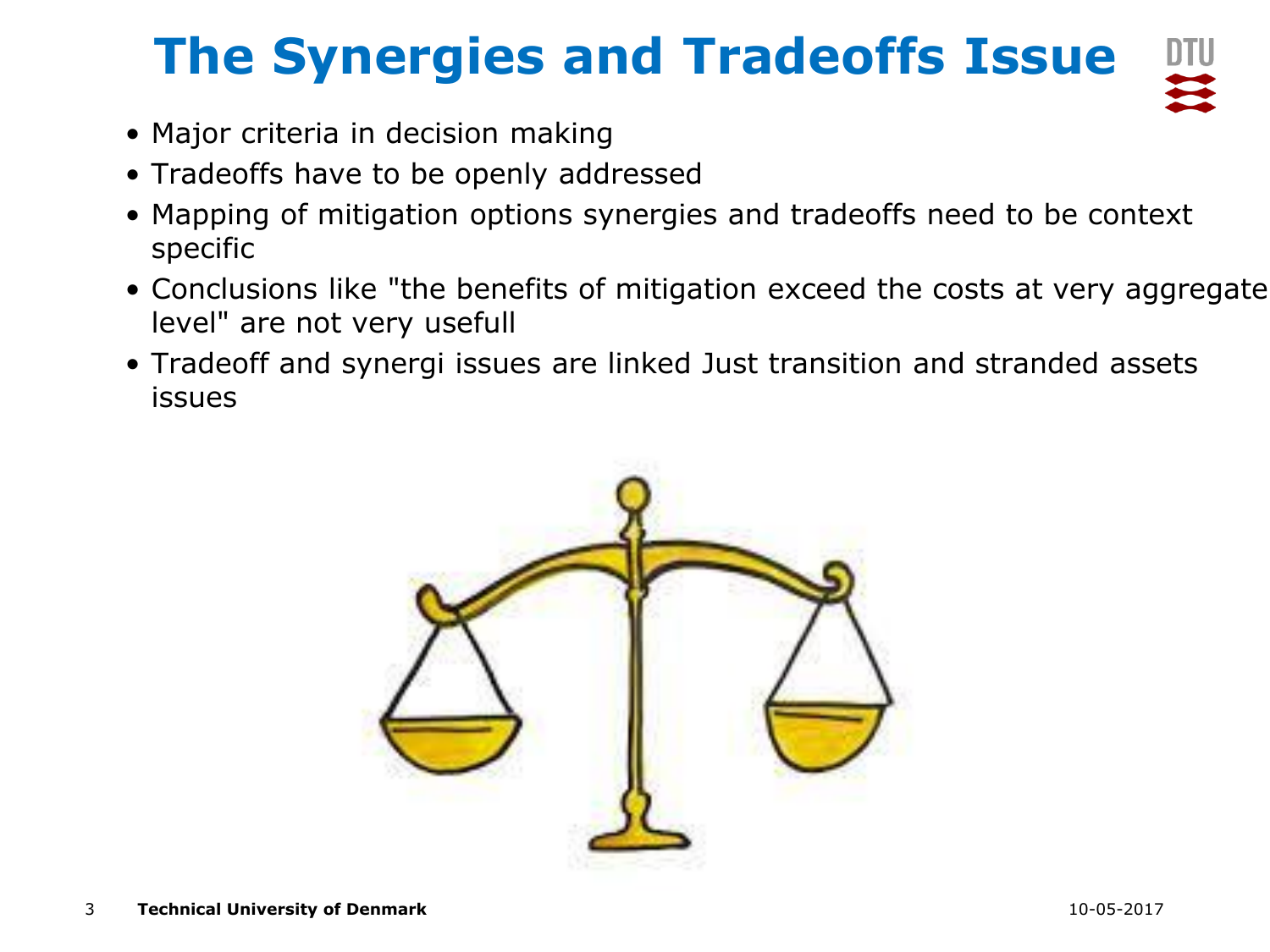# The Synergies and Tradeoffs Issue

- Major criteria in decision making
- Tradeoffs have to be openly addressed
- Mapping of mitigation options synergies and tradeoffs need to be context specific
- Conclusions like "the benefits of mitigation exceed the costs at very aggregate level" are not very usefull
- Tradeoff and synergi issues are linked Just transition and stranded assets issues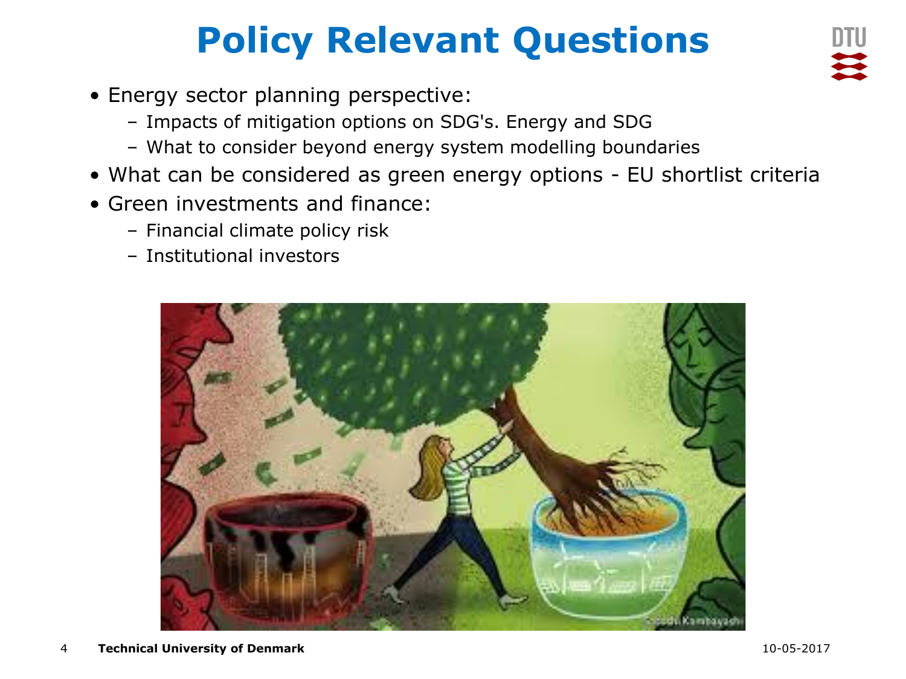# Policy Relevant Questions

- Energy sector planning perspective:
  - Impacts of mitigation options on SDG's. Energy and SDG
  - What to consider beyond energy system modelling boundaries
- What can be considered as green energy options - EU shortlist criteria
- Green investments and finance:
  - Financial climate policy risk
  - Institutional investors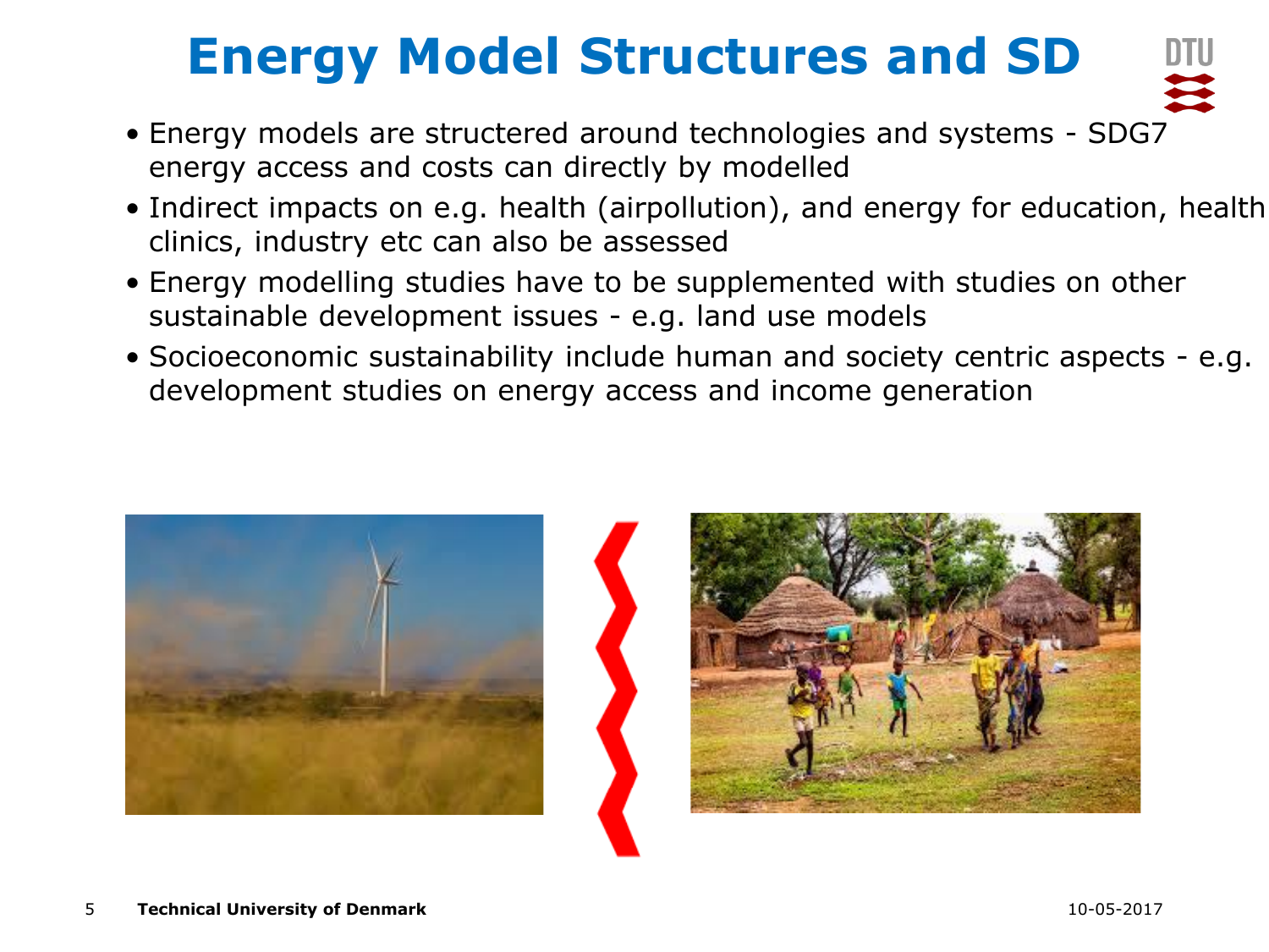# Energy Model Structures and SD

- Energy models are structered around technologies and systems - SDG7 energy access and costs can directly by modelled
- Indirect impacts on e.g. health (airpollution), and energy for education, health clinics, industry etc can also be assessed
- Energy modelling studies have to be supplemented with studies on other sustainable development issues - e.g. land use models
- Socioeconomic sustainability include human and society centric aspects - e.g. development studies on energy access and income generation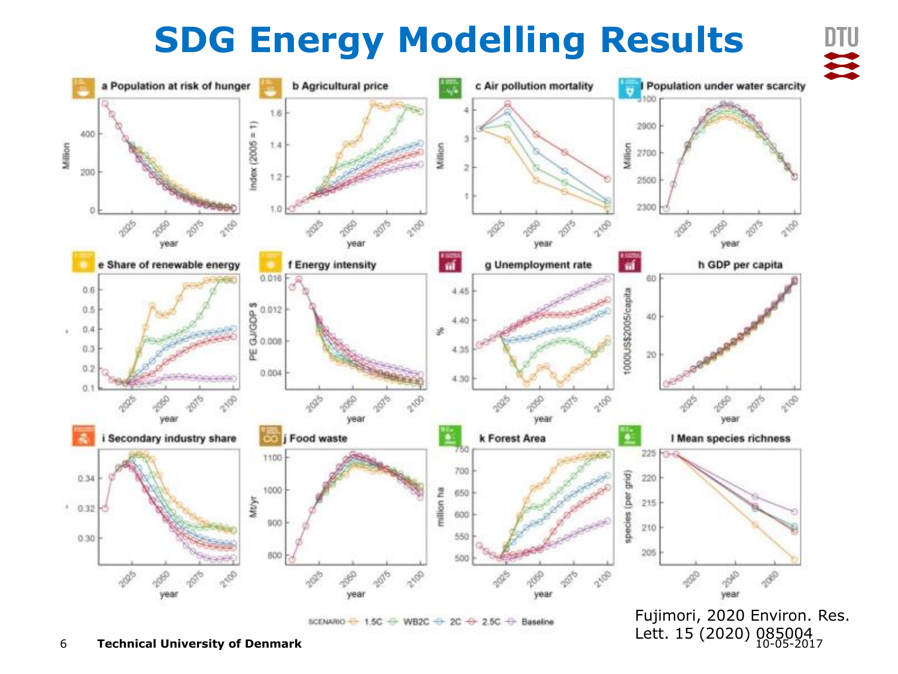# SDG Energy Modelling Results

a Population at risk of hunger

b Agricultural price

c Air pollution mortality

d Population under water scarcity

e Share of renewable energy

f Energy intensity

g Unemployment rate

h GDP per capita

i Secondary industry share

j Food waste

k Forest Area

l Mean species richness

SCENARIO: 1.5C, WB2C, 2C, 2.5C, Baseline

Fujimori, 2020 Environ. Res. Lett. 15 (2020) 085004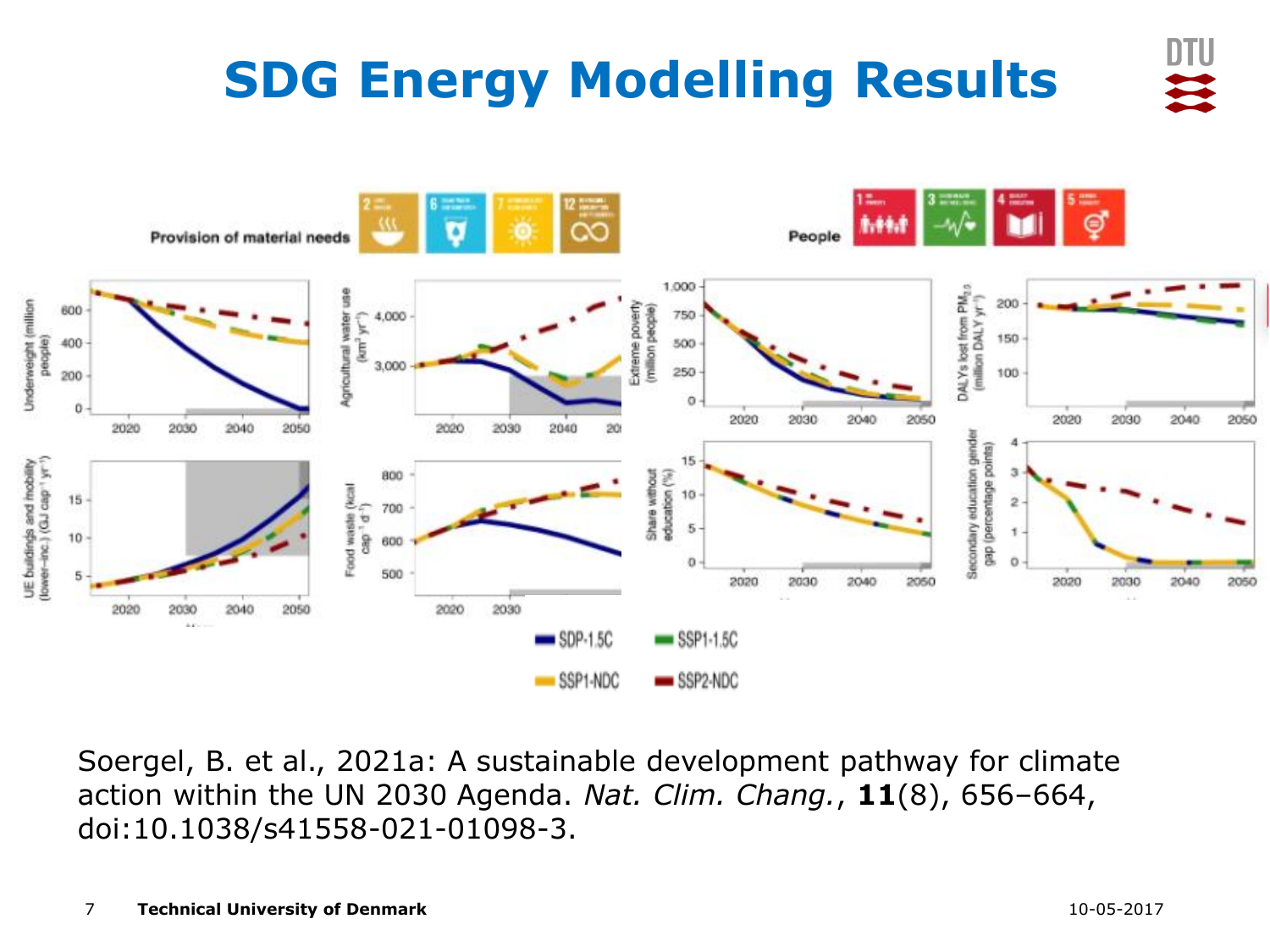# SDG Energy Modelling Results

Soergel, B. et al., 2021a: A sustainable development pathway for climate action within the UN 2030 Agenda. *Nat. Clim. Chang.*, **11**(8), 656–664, doi:10.1038/s41558-021-01098-3.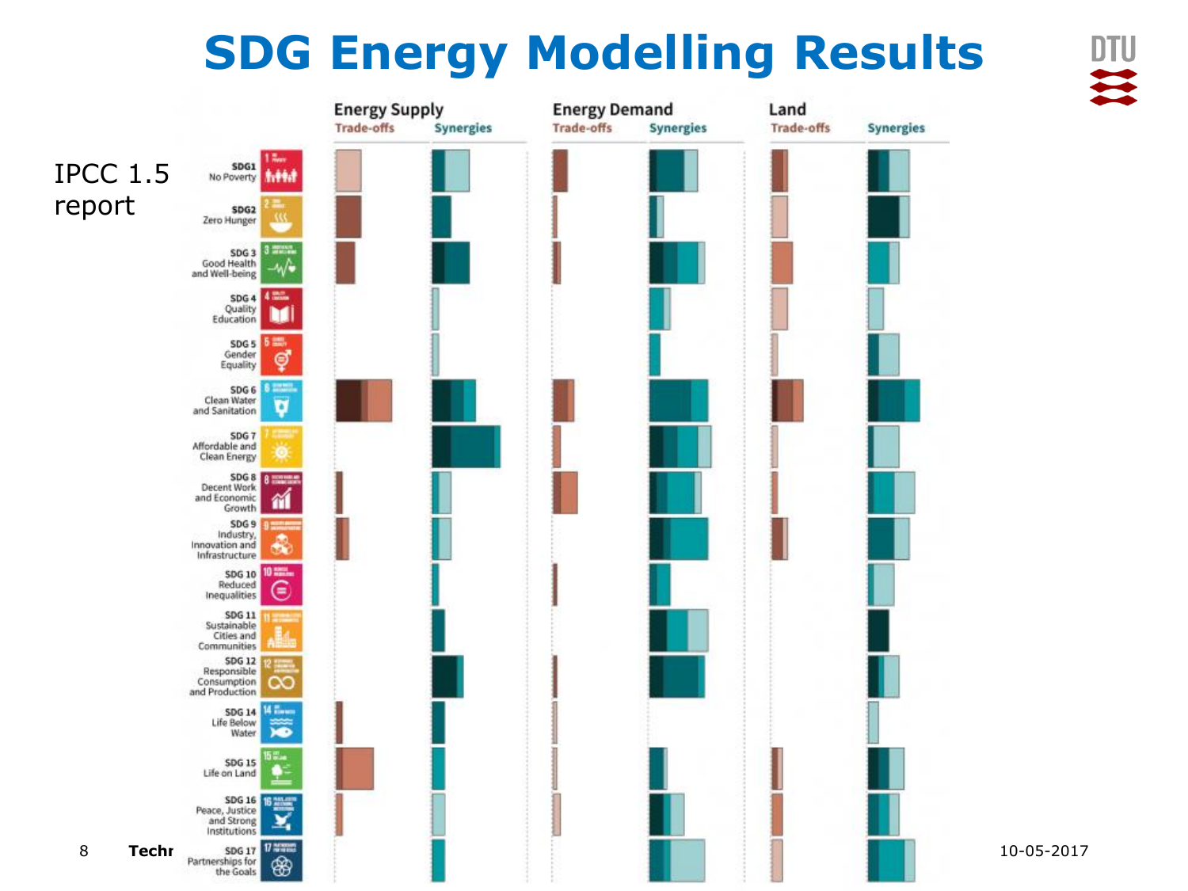# SDG Energy Modelling Results

IPCC 1.5 report

| | Energy Supply | | Energy Demand | | Land | |
|---|---|---|---|---|---|---|
| | Trade-offs | Synergies | Trade-offs | Synergies | Trade-offs | Synergies |
| SDG1 No Poverty | | | | | | |
| SDG2 Zero Hunger | | | | | | |
| SDG 3 Good Health and Well-being | | | | | | |
| SDG 4 Quality Education | | | | | | |
| SDG 5 Gender Equality | | | | | | |
| SDG 6 Clean Water and Sanitation | | | | | | |
| SDG 7 Affordable and Clean Energy | | | | | | |
| SDG 8 Decent Work and Economic Growth | | | | | | |
| SDG 9 Industry, Innovation and Infrastructure | | | | | | |
| SDG 10 Reduced Inequalities | | | | | | |
| SDG 11 Sustainable Cities and Communities | | | | | | |
| SDG 12 Responsible Consumption and Production | | | | | | |
| SDG 14 Life Below Water | | | | | | |
| SDG 15 Life on Land | | | | | | |
| SDG 16 Peace, Justice and Strong Institutions | | | | | | |
| SDG 17 Partnerships for the Goals | | | | | | |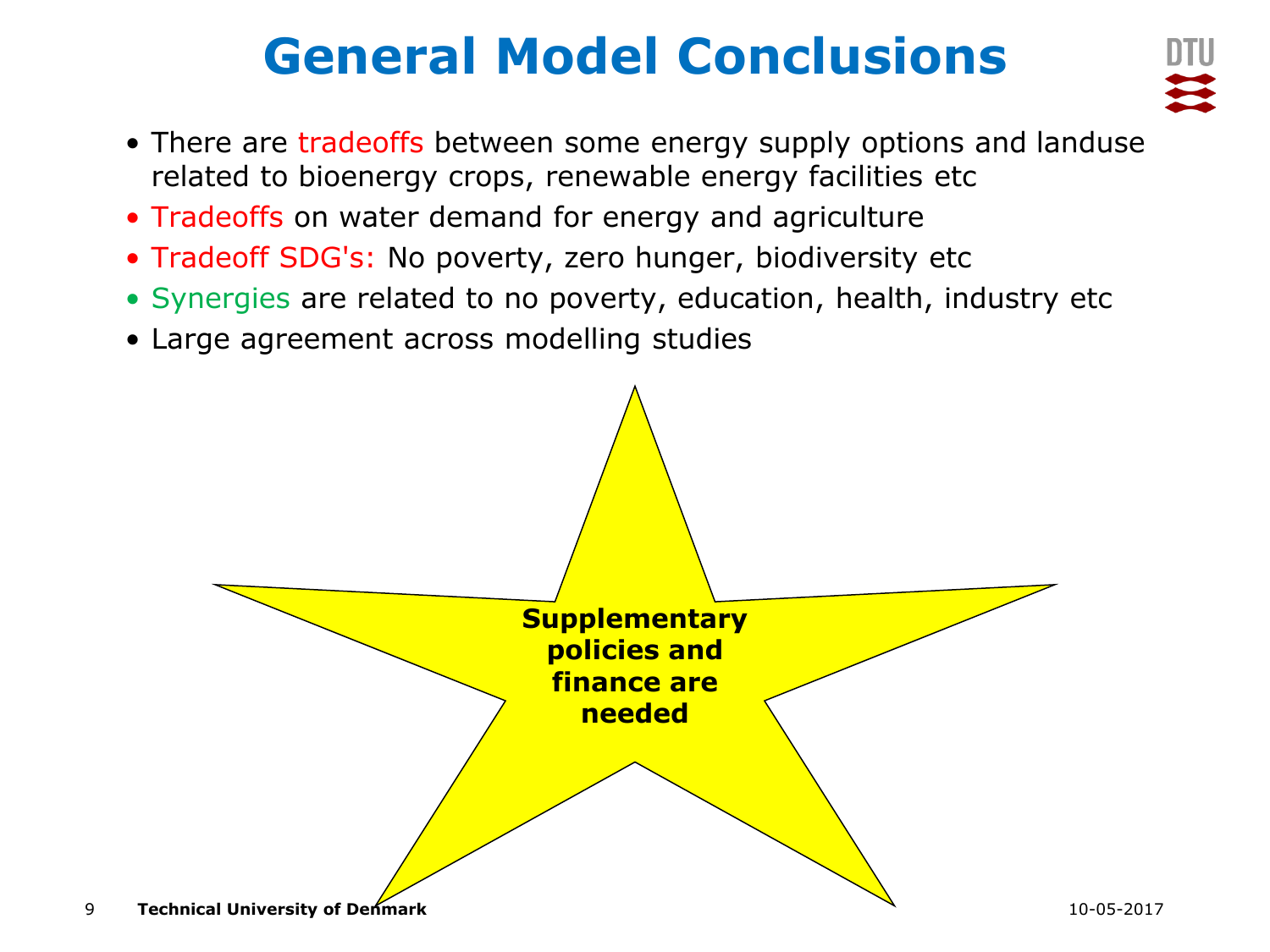# General Model Conclusions

- There are tradeoffs between some energy supply options and landuse related to bioenergy crops, renewable energy facilities etc
- Tradeoffs on water demand for energy and agriculture
- Tradeoff SDG's: No poverty, zero hunger, biodiversity etc
- Synergies are related to no poverty, education, health, industry etc
- Large agreement across modelling studies

**Supplementary policies and finance are needed**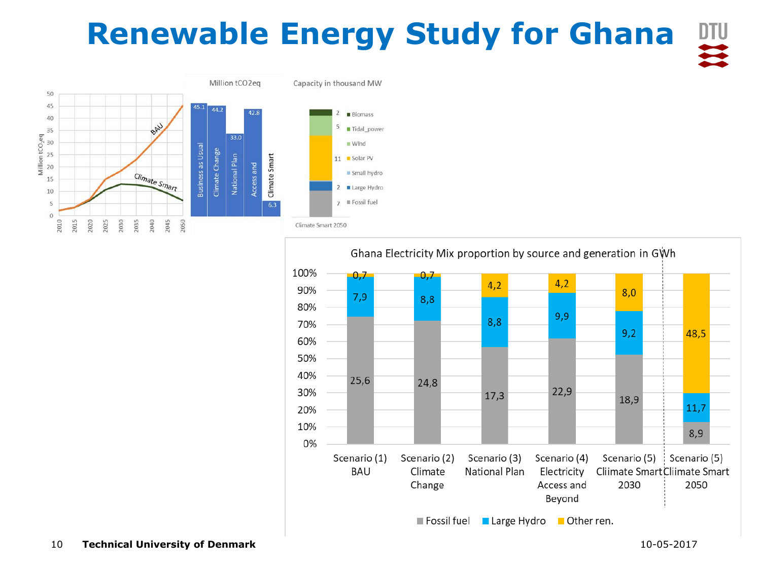# Renewable Energy Study for Ghana

Million $tCO_2eq$

| Business as Usual | Climate Change | National Plan | Access and | Climate Smart |
|---|---|---|---|---|
| 45.1 | 44.2 | 33.0 | 42.8 | 6.3 |

Capacity in thousand MW

| Climate Smart 2050 | |
|---|---|
| Biomass | 2 |
| Tidal_power | 5 |
| Wind | |
| Solar PV | 11 |
| Small hydro | |
| Large Hydro | 2 |
| Fossil fuel | 7 |

Ghana Electricity Mix proportion by source and generation in GWh

| Scenario | Fossil fuel | Large Hydro | Other ren. |
|---|---|---|---|
| Scenario (1) BAU | 25,6 | 7,9 | 0,7 |
| Scenario (2) Climate Change | 24,8 | 8,8 | 0,7 |
| Scenario (3) National Plan | 17,3 | 8,8 | 4,2 |
| Scenario (4) Electricity Access and Beyond | 22,9 | 9,9 | 4,2 |
| Scenario (5) Cliimate Smart 2030 | 18,9 | 9,2 | 8,0 |
| Scenario (5) Cliimate Smart 2050 | 8,9 | 11,7 | 48,5 |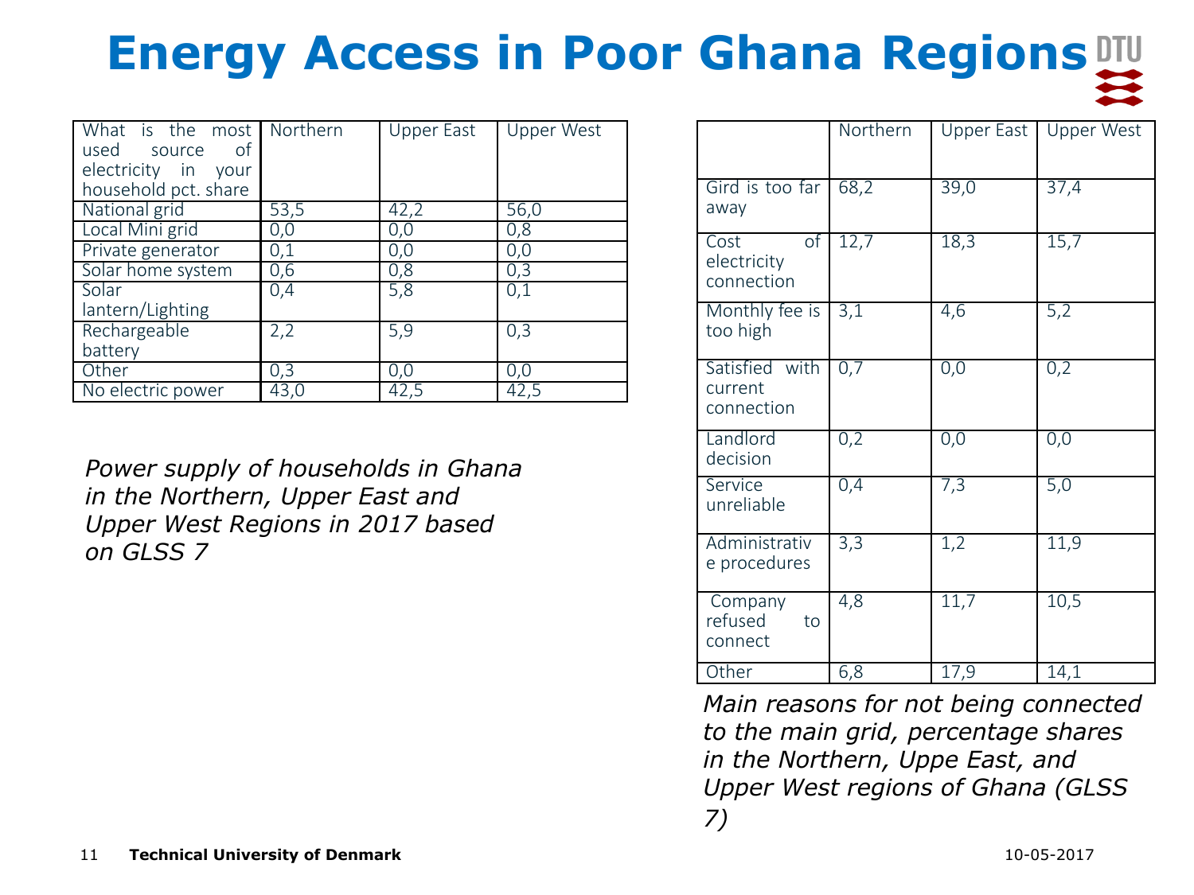# Energy Access in Poor Ghana Regions

| What is the most used source of electricity in your household pct. share | Northern | Upper East | Upper West |
|---|---|---|---|
| National grid | 53,5 | 42,2 | 56,0 |
| Local Mini grid | 0,0 | 0,0 | 0,8 |
| Private generator | 0,1 | 0,0 | 0,0 |
| Solar home system | 0,6 | 0,8 | 0,3 |
| Solar lantern/Lighting | 0,4 | 5,8 | 0,1 |
| Rechargeable battery | 2,2 | 5,9 | 0,3 |
| Other | 0,3 | 0,0 | 0,0 |
| No electric power | 43,0 | 42,5 | 42,5 |

*Power supply of households in Ghana in the Northern, Upper East and Upper West Regions in 2017 based on GLSS 7*

| | Northern | Upper East | Upper West |
|---|---|---|---|
| Gird is too far away | 68,2 | 39,0 | 37,4 |
| Cost of electricity connection | 12,7 | 18,3 | 15,7 |
| Monthly fee is too high | 3,1 | 4,6 | 5,2 |
| Satisfied with current connection | 0,7 | 0,0 | 0,2 |
| Landlord decision | 0,2 | 0,0 | 0,0 |
| Service unreliable | 0,4 | 7,3 | 5,0 |
| Administrative procedures | 3,3 | 1,2 | 11,9 |
| Company refused to connect | 4,8 | 11,7 | 10,5 |
| Other | 6,8 | 17,9 | 14,1 |

*Main reasons for not being connected to the main grid, percentage shares in the Northern, Uppe East, and Upper West regions of Ghana (GLSS 7)*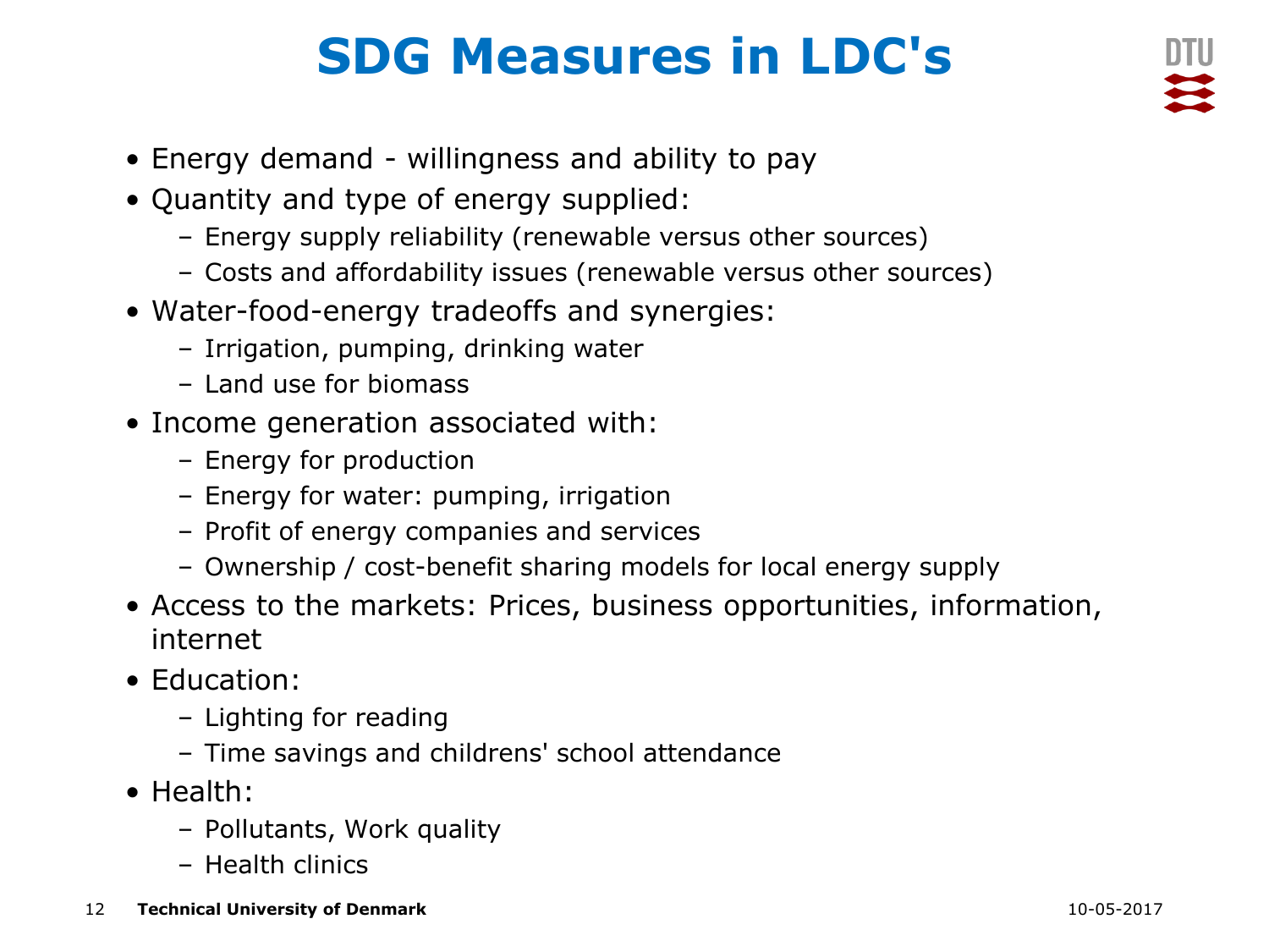# SDG Measures in LDC's

- Energy demand - willingness and ability to pay
- Quantity and type of energy supplied:
  - Energy supply reliability (renewable versus other sources)
  - Costs and affordability issues (renewable versus other sources)
- Water-food-energy tradeoffs and synergies:
  - Irrigation, pumping, drinking water
  - Land use for biomass
- Income generation associated with:
  - Energy for production
  - Energy for water: pumping, irrigation
  - Profit of energy companies and services
  - Ownership / cost-benefit sharing models for local energy supply
- Access to the markets: Prices, business opportunities, information, internet
- Education:
  - Lighting for reading
  - Time savings and childrens' school attendance
- Health:
  - Pollutants, Work quality
  - Health clinics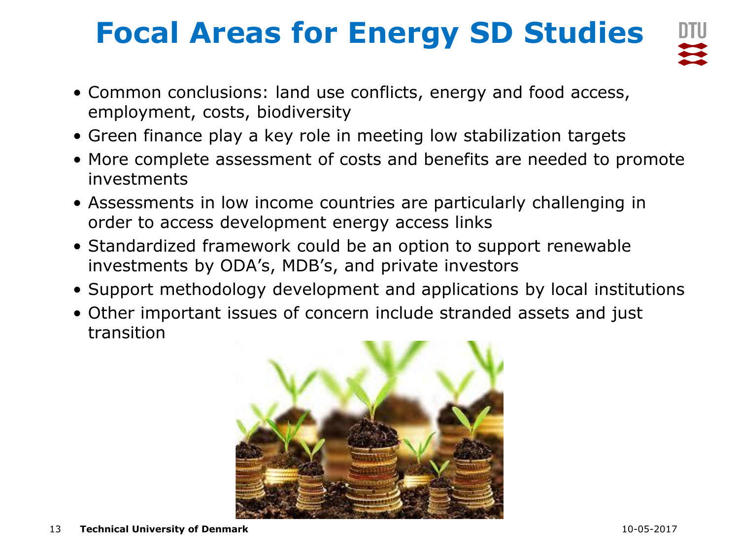# Focal Areas for Energy SD Studies

- Common conclusions: land use conflicts, energy and food access, employment, costs, biodiversity
- Green finance play a key role in meeting low stabilization targets
- More complete assessment of costs and benefits are needed to promote investments
- Assessments in low income countries are particularly challenging in order to access development energy access links
- Standardized framework could be an option to support renewable investments by ODA's, MDB's, and private investors
- Support methodology development and applications by local institutions
- Other important issues of concern include stranded assets and just transition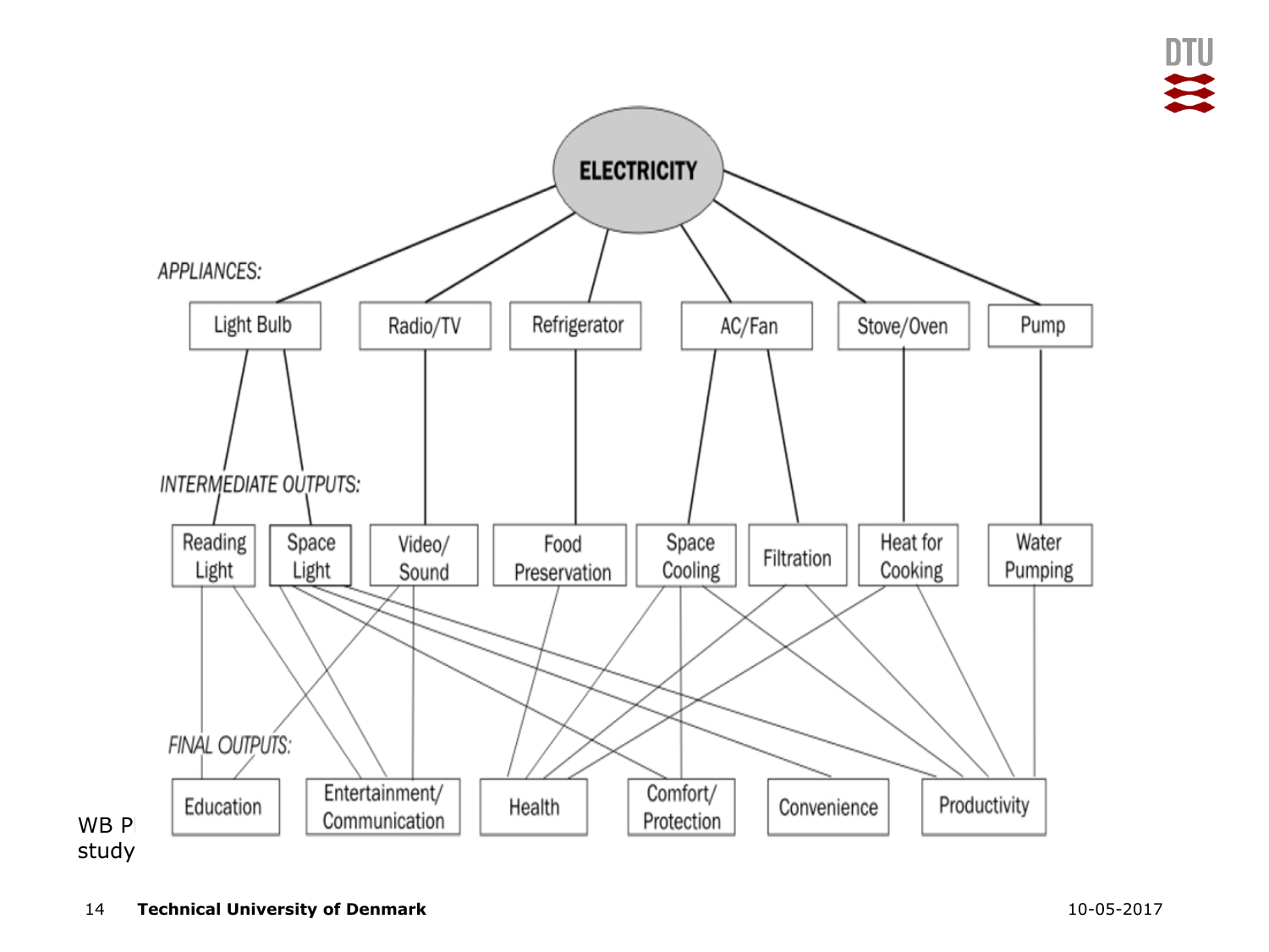ELECTRICITY

APPLIANCES:

Light Bulb

Radio/TV

Refrigerator

AC/Fan

Stove/Oven

Pump

INTERMEDIATE OUTPUTS:

Reading Light

Space Light

Video/ Sound

Food Preservation

Space Cooling

Filtration

Heat for Cooking

Water Pumping

FINAL OUTPUTS:

Education

Entertainment/ Communication

Health

Comfort/ Protection

Convenience

Productivity

WB P
study